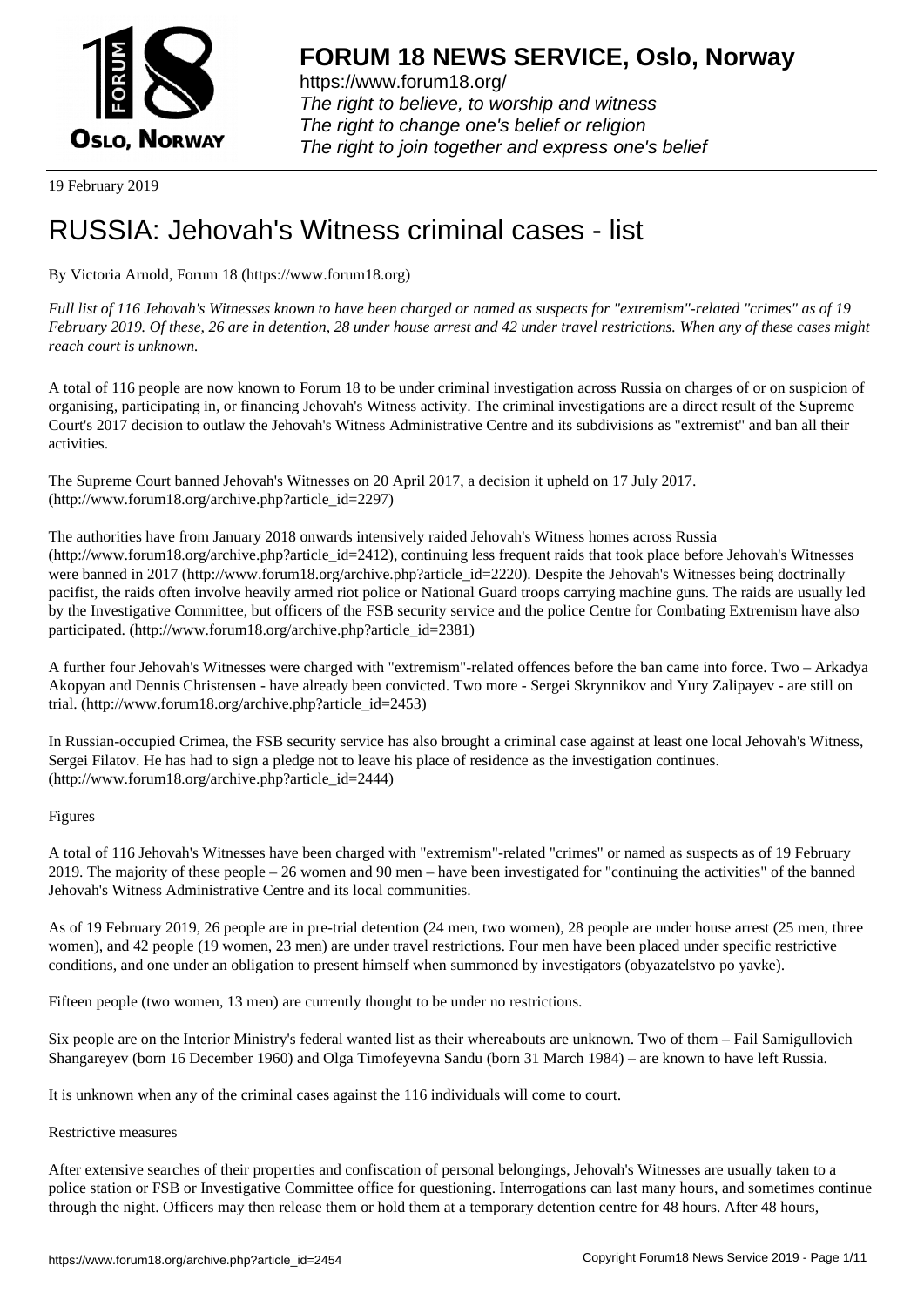# FORUM 18 NEWS SERVICE, Oslo, Norway

https://www.forum18.org/
*The right to believe, to worship and witness*
*The right to change one's belief or religion*
*The right to join together and express one's belief*

19 February 2019

# RUSSIA: Jehovah's Witness criminal cases - list

By Victoria Arnold, Forum 18 (https://www.forum18.org)

*Full list of 116 Jehovah's Witnesses known to have been charged or named as suspects for "extremism"-related "crimes" as of 19 February 2019. Of these, 26 are in detention, 28 under house arrest and 42 under travel restrictions. When any of these cases might reach court is unknown.*

A total of 116 people are now known to Forum 18 to be under criminal investigation across Russia on charges of or on suspicion of organising, participating in, or financing Jehovah's Witness activity. The criminal investigations are a direct result of the Supreme Court's 2017 decision to outlaw the Jehovah's Witness Administrative Centre and its subdivisions as "extremist" and ban all their activities.

The Supreme Court banned Jehovah's Witnesses on 20 April 2017, a decision it upheld on 17 July 2017. (http://www.forum18.org/archive.php?article_id=2297)

The authorities have from January 2018 onwards intensively raided Jehovah's Witness homes across Russia (http://www.forum18.org/archive.php?article_id=2412), continuing less frequent raids that took place before Jehovah's Witnesses were banned in 2017 (http://www.forum18.org/archive.php?article_id=2220). Despite the Jehovah's Witnesses being doctrinally pacifist, the raids often involve heavily armed riot police or National Guard troops carrying machine guns. The raids are usually led by the Investigative Committee, but officers of the FSB security service and the police Centre for Combating Extremism have also participated. (http://www.forum18.org/archive.php?article_id=2381)

A further four Jehovah's Witnesses were charged with "extremism"-related offences before the ban came into force. Two – Arkadya Akopyan and Dennis Christensen - have already been convicted. Two more - Sergei Skrynnikov and Yury Zalipayev - are still on trial. (http://www.forum18.org/archive.php?article_id=2453)

In Russian-occupied Crimea, the FSB security service has also brought a criminal case against at least one local Jehovah's Witness, Sergei Filatov. He has had to sign a pledge not to leave his place of residence as the investigation continues. (http://www.forum18.org/archive.php?article_id=2444)

## Figures

A total of 116 Jehovah's Witnesses have been charged with "extremism"-related "crimes" or named as suspects as of 19 February 2019. The majority of these people – 26 women and 90 men – have been investigated for "continuing the activities" of the banned Jehovah's Witness Administrative Centre and its local communities.

As of 19 February 2019, 26 people are in pre-trial detention (24 men, two women), 28 people are under house arrest (25 men, three women), and 42 people (19 women, 23 men) are under travel restrictions. Four men have been placed under specific restrictive conditions, and one under an obligation to present himself when summoned by investigators (obyazatelstvo po yavke).

Fifteen people (two women, 13 men) are currently thought to be under no restrictions.

Six people are on the Interior Ministry's federal wanted list as their whereabouts are unknown. Two of them – Fail Samigullovich Shangareyev (born 16 December 1960) and Olga Timofeyevna Sandu (born 31 March 1984) – are known to have left Russia.

It is unknown when any of the criminal cases against the 116 individuals will come to court.

## Restrictive measures

After extensive searches of their properties and confiscation of personal belongings, Jehovah's Witnesses are usually taken to a police station or FSB or Investigative Committee office for questioning. Interrogations can last many hours, and sometimes continue through the night. Officers may then release them or hold them at a temporary detention centre for 48 hours. After 48 hours,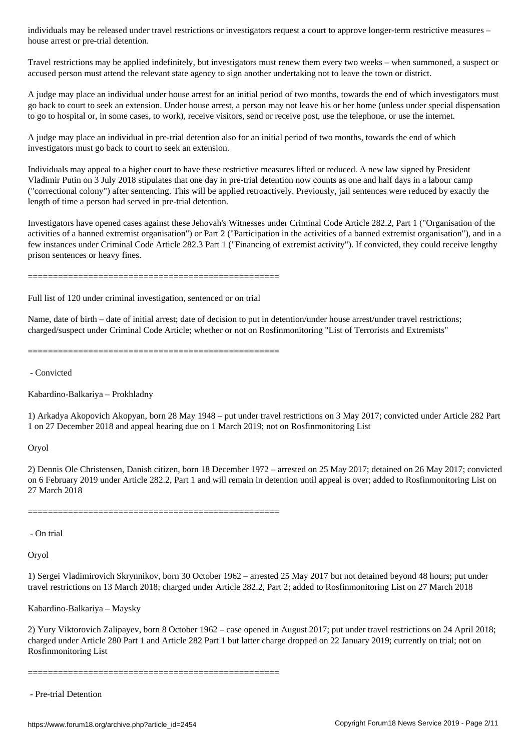individuals may be released under travel restrictions or investigators request a court to approve longer-term restrictive measures – house arrest or pre-trial detention.

Travel restrictions may be applied indefinitely, but investigators must renew them every two weeks – when summoned, a suspect or accused person must attend the relevant state agency to sign another undertaking not to leave the town or district.

A judge may place an individual under house arrest for an initial period of two months, towards the end of which investigators must go back to court to seek an extension. Under house arrest, a person may not leave his or her home (unless under special dispensation to go to hospital or, in some cases, to work), receive visitors, send or receive post, use the telephone, or use the internet.

A judge may place an individual in pre-trial detention also for an initial period of two months, towards the end of which investigators must go back to court to seek an extension.

Individuals may appeal to a higher court to have these restrictive measures lifted or reduced. A new law signed by President Vladimir Putin on 3 July 2018 stipulates that one day in pre-trial detention now counts as one and half days in a labour camp ("correctional colony") after sentencing. This will be applied retroactively. Previously, jail sentences were reduced by exactly the length of time a person had served in pre-trial detention.

Investigators have opened cases against these Jehovah's Witnesses under Criminal Code Article 282.2, Part 1 ("Organisation of the activities of a banned extremist organisation") or Part 2 ("Participation in the activities of a banned extremist organisation"), and in a few instances under Criminal Code Article 282.3 Part 1 ("Financing of extremist activity"). If convicted, they could receive lengthy prison sentences or heavy fines.

==================================================

Full list of 120 under criminal investigation, sentenced or on trial

Name, date of birth – date of initial arrest; date of decision to put in detention/under house arrest/under travel restrictions; charged/suspect under Criminal Code Article; whether or not on Rosfinmonitoring "List of Terrorists and Extremists"

==================================================

- Convicted

Kabardino-Balkariya – Prokhladny

1) Arkadya Akopovich Akopyan, born 28 May 1948 – put under travel restrictions on 3 May 2017; convicted under Article 282 Part 1 on 27 December 2018 and appeal hearing due on 1 March 2019; not on Rosfinmonitoring List

Oryol

2) Dennis Ole Christensen, Danish citizen, born 18 December 1972 – arrested on 25 May 2017; detained on 26 May 2017; convicted on 6 February 2019 under Article 282.2, Part 1 and will remain in detention until appeal is over; added to Rosfinmonitoring List on 27 March 2018

==================================================

- On trial

Oryol

1) Sergei Vladimirovich Skrynnikov, born 30 October 1962 – arrested 25 May 2017 but not detained beyond 48 hours; put under travel restrictions on 13 March 2018; charged under Article 282.2, Part 2; added to Rosfinmonitoring List on 27 March 2018

Kabardino-Balkariya – Maysky

2) Yury Viktorovich Zalipayev, born 8 October 1962 – case opened in August 2017; put under travel restrictions on 24 April 2018; charged under Article 280 Part 1 and Article 282 Part 1 but latter charge dropped on 22 January 2019; currently on trial; not on Rosfinmonitoring List

==================================================

- Pre-trial Detention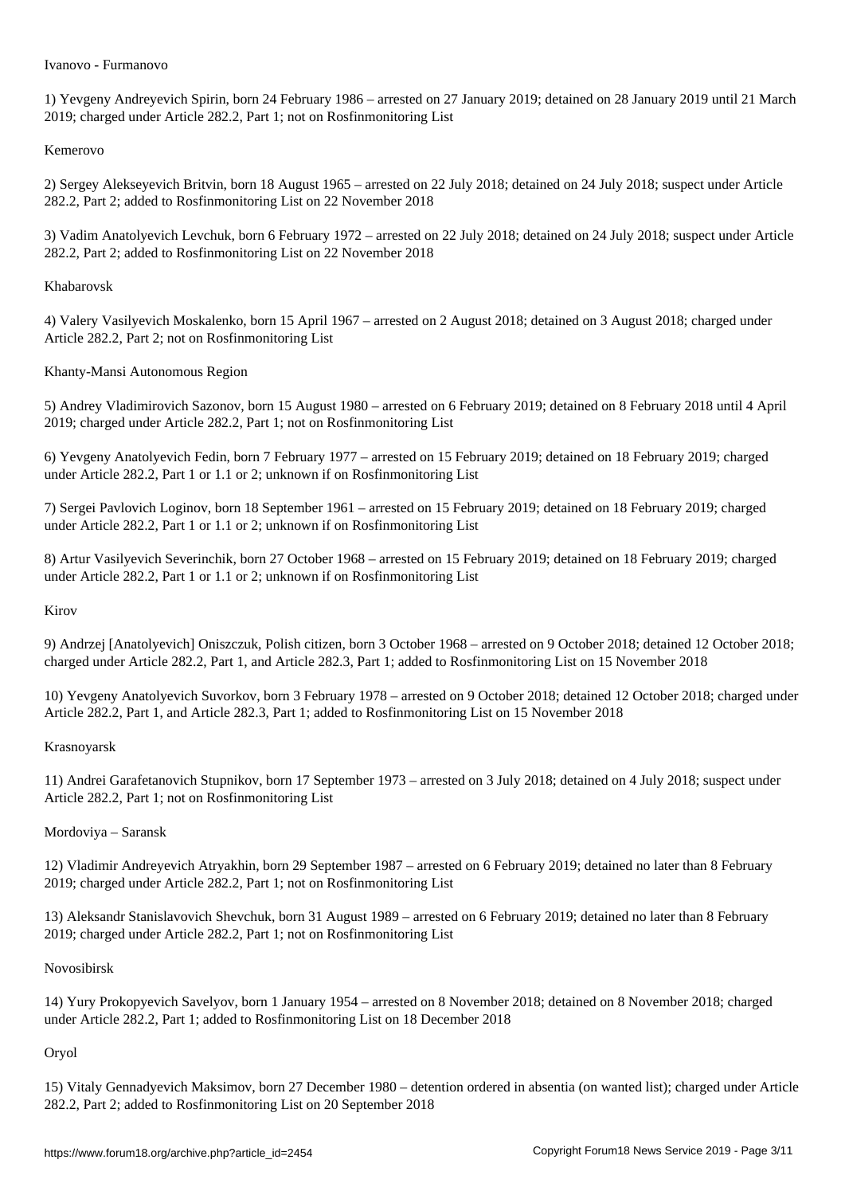Ivanovo - Furmanovo

1) Yevgeny Andreyevich Spirin, born 24 February 1986 – arrested on 27 January 2019; detained on 28 January 2019 until 21 March 2019; charged under Article 282.2, Part 1; not on Rosfinmonitoring List

Kemerovo

2) Sergey Alekseyevich Britvin, born 18 August 1965 – arrested on 22 July 2018; detained on 24 July 2018; suspect under Article 282.2, Part 2; added to Rosfinmonitoring List on 22 November 2018

3) Vadim Anatolyevich Levchuk, born 6 February 1972 – arrested on 22 July 2018; detained on 24 July 2018; suspect under Article 282.2, Part 2; added to Rosfinmonitoring List on 22 November 2018

Khabarovsk

4) Valery Vasilyevich Moskalenko, born 15 April 1967 – arrested on 2 August 2018; detained on 3 August 2018; charged under Article 282.2, Part 2; not on Rosfinmonitoring List

Khanty-Mansi Autonomous Region

5) Andrey Vladimirovich Sazonov, born 15 August 1980 – arrested on 6 February 2019; detained on 8 February 2018 until 4 April 2019; charged under Article 282.2, Part 1; not on Rosfinmonitoring List

6) Yevgeny Anatolyevich Fedin, born 7 February 1977 – arrested on 15 February 2019; detained on 18 February 2019; charged under Article 282.2, Part 1 or 1.1 or 2; unknown if on Rosfinmonitoring List

7) Sergei Pavlovich Loginov, born 18 September 1961 – arrested on 15 February 2019; detained on 18 February 2019; charged under Article 282.2, Part 1 or 1.1 or 2; unknown if on Rosfinmonitoring List

8) Artur Vasilyevich Severinchik, born 27 October 1968 – arrested on 15 February 2019; detained on 18 February 2019; charged under Article 282.2, Part 1 or 1.1 or 2; unknown if on Rosfinmonitoring List

Kirov

9) Andrzej [Anatolyevich] Oniszczuk, Polish citizen, born 3 October 1968 – arrested on 9 October 2018; detained 12 October 2018; charged under Article 282.2, Part 1, and Article 282.3, Part 1; added to Rosfinmonitoring List on 15 November 2018

10) Yevgeny Anatolyevich Suvorkov, born 3 February 1978 – arrested on 9 October 2018; detained 12 October 2018; charged under Article 282.2, Part 1, and Article 282.3, Part 1; added to Rosfinmonitoring List on 15 November 2018

Krasnoyarsk

11) Andrei Garafetanovich Stupnikov, born 17 September 1973 – arrested on 3 July 2018; detained on 4 July 2018; suspect under Article 282.2, Part 1; not on Rosfinmonitoring List

Mordoviya – Saransk

12) Vladimir Andreyevich Atryakhin, born 29 September 1987 – arrested on 6 February 2019; detained no later than 8 February 2019; charged under Article 282.2, Part 1; not on Rosfinmonitoring List

13) Aleksandr Stanislavovich Shevchuk, born 31 August 1989 – arrested on 6 February 2019; detained no later than 8 February 2019; charged under Article 282.2, Part 1; not on Rosfinmonitoring List

Novosibirsk

14) Yury Prokopyevich Savelyov, born 1 January 1954 – arrested on 8 November 2018; detained on 8 November 2018; charged under Article 282.2, Part 1; added to Rosfinmonitoring List on 18 December 2018

Oryol

15) Vitaly Gennadyevich Maksimov, born 27 December 1980 – detention ordered in absentia (on wanted list); charged under Article 282.2, Part 2; added to Rosfinmonitoring List on 20 September 2018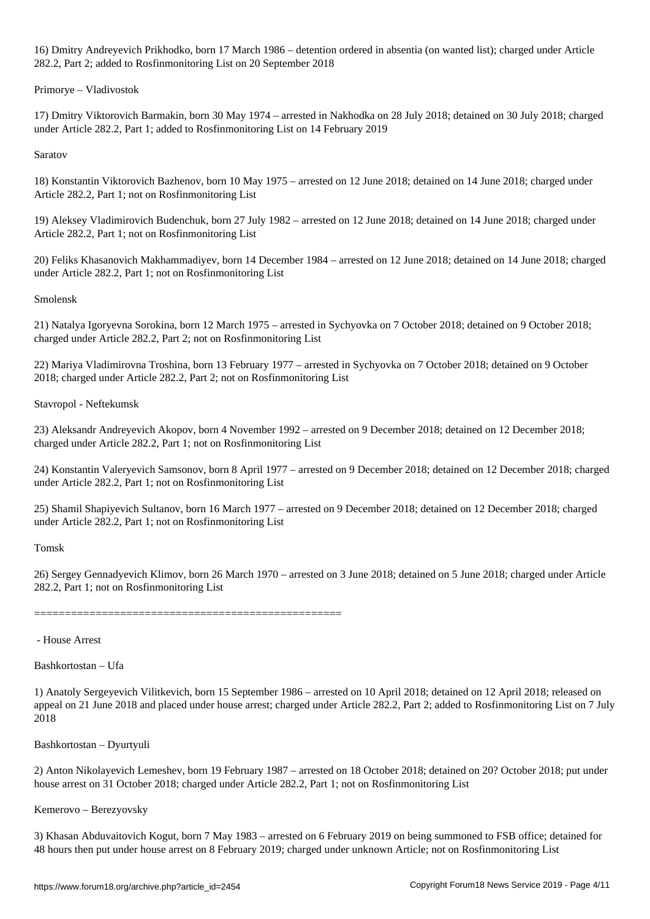16) Dmitry Andreyevich Prikhodko, born 17 March 1986 – detention ordered in absentia (on wanted list); charged under Article 282.2, Part 2; added to Rosfinmonitoring List on 20 September 2018

Primorye – Vladivostok

17) Dmitry Viktorovich Barmakin, born 30 May 1974 – arrested in Nakhodka on 28 July 2018; detained on 30 July 2018; charged under Article 282.2, Part 1; added to Rosfinmonitoring List on 14 February 2019

Saratov

18) Konstantin Viktorovich Bazhenov, born 10 May 1975 – arrested on 12 June 2018; detained on 14 June 2018; charged under Article 282.2, Part 1; not on Rosfinmonitoring List

19) Aleksey Vladimirovich Budenchuk, born 27 July 1982 – arrested on 12 June 2018; detained on 14 June 2018; charged under Article 282.2, Part 1; not on Rosfinmonitoring List

20) Feliks Khasanovich Makhammadiyev, born 14 December 1984 – arrested on 12 June 2018; detained on 14 June 2018; charged under Article 282.2, Part 1; not on Rosfinmonitoring List

Smolensk

21) Natalya Igoryevna Sorokina, born 12 March 1975 – arrested in Sychyovka on 7 October 2018; detained on 9 October 2018; charged under Article 282.2, Part 2; not on Rosfinmonitoring List

22) Mariya Vladimirovna Troshina, born 13 February 1977 – arrested in Sychyovka on 7 October 2018; detained on 9 October 2018; charged under Article 282.2, Part 2; not on Rosfinmonitoring List

Stavropol - Neftekumsk

23) Aleksandr Andreyevich Akopov, born 4 November 1992 – arrested on 9 December 2018; detained on 12 December 2018; charged under Article 282.2, Part 1; not on Rosfinmonitoring List

24) Konstantin Valeryevich Samsonov, born 8 April 1977 – arrested on 9 December 2018; detained on 12 December 2018; charged under Article 282.2, Part 1; not on Rosfinmonitoring List

25) Shamil Shapiyevich Sultanov, born 16 March 1977 – arrested on 9 December 2018; detained on 12 December 2018; charged under Article 282.2, Part 1; not on Rosfinmonitoring List

Tomsk

26) Sergey Gennadyevich Klimov, born 26 March 1970 – arrested on 3 June 2018; detained on 5 June 2018; charged under Article 282.2, Part 1; not on Rosfinmonitoring List

==================================================

- House Arrest

Bashkortostan – Ufa

1) Anatoly Sergeyevich Vilitkevich, born 15 September 1986 – arrested on 10 April 2018; detained on 12 April 2018; released on appeal on 21 June 2018 and placed under house arrest; charged under Article 282.2, Part 2; added to Rosfinmonitoring List on 7 July 2018

Bashkortostan – Dyurtyuli

2) Anton Nikolayevich Lemeshev, born 19 February 1987 – arrested on 18 October 2018; detained on 20? October 2018; put under house arrest on 31 October 2018; charged under Article 282.2, Part 1; not on Rosfinmonitoring List

Kemerovo – Berezyovsky

3) Khasan Abduvaitovich Kogut, born 7 May 1983 – arrested on 6 February 2019 on being summoned to FSB office; detained for 48 hours then put under house arrest on 8 February 2019; charged under unknown Article; not on Rosfinmonitoring List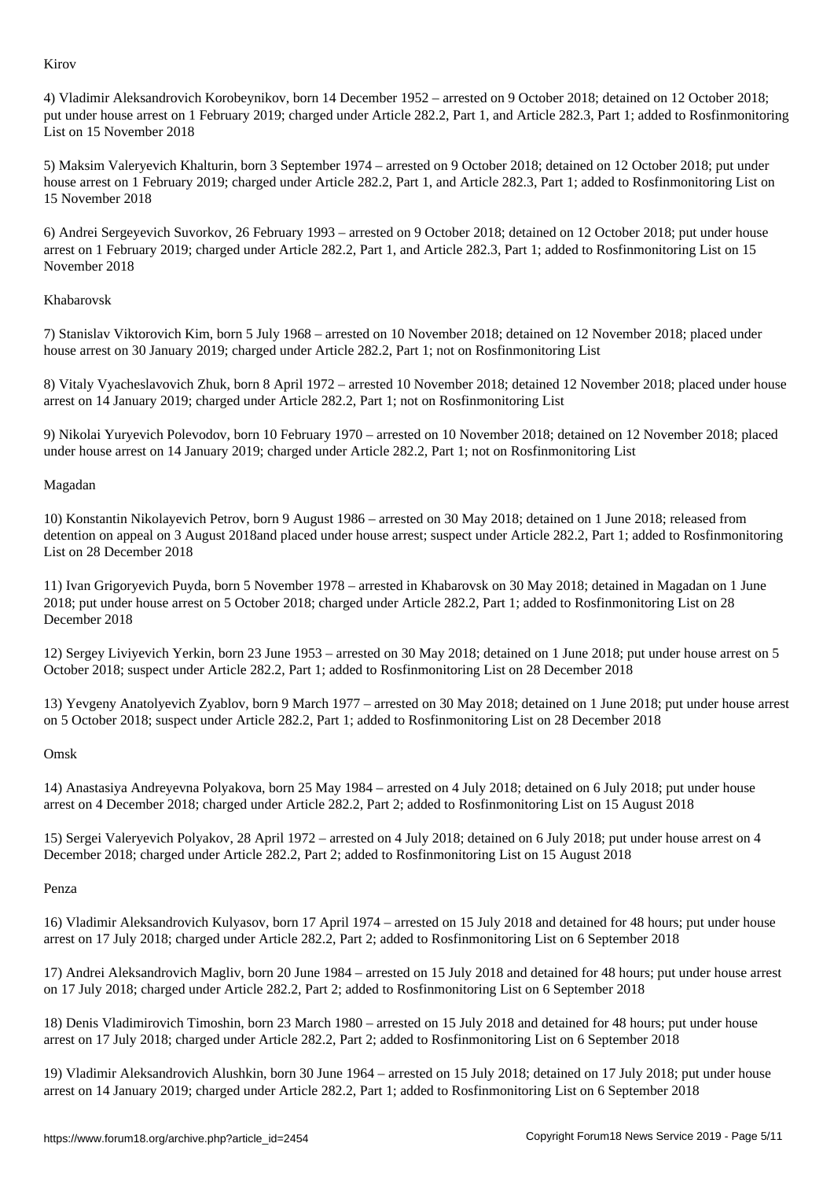Kirov

4) Vladimir Aleksandrovich Korobeynikov, born 14 December 1952 – arrested on 9 October 2018; detained on 12 October 2018; put under house arrest on 1 February 2019; charged under Article 282.2, Part 1, and Article 282.3, Part 1; added to Rosfinmonitoring List on 15 November 2018

5) Maksim Valeryevich Khalturin, born 3 September 1974 – arrested on 9 October 2018; detained on 12 October 2018; put under house arrest on 1 February 2019; charged under Article 282.2, Part 1, and Article 282.3, Part 1; added to Rosfinmonitoring List on 15 November 2018

6) Andrei Sergeyevich Suvorkov, 26 February 1993 – arrested on 9 October 2018; detained on 12 October 2018; put under house arrest on 1 February 2019; charged under Article 282.2, Part 1, and Article 282.3, Part 1; added to Rosfinmonitoring List on 15 November 2018

Khabarovsk

7) Stanislav Viktorovich Kim, born 5 July 1968 – arrested on 10 November 2018; detained on 12 November 2018; placed under house arrest on 30 January 2019; charged under Article 282.2, Part 1; not on Rosfinmonitoring List

8) Vitaly Vyacheslavovich Zhuk, born 8 April 1972 – arrested 10 November 2018; detained 12 November 2018; placed under house arrest on 14 January 2019; charged under Article 282.2, Part 1; not on Rosfinmonitoring List

9) Nikolai Yuryevich Polevodov, born 10 February 1970 – arrested on 10 November 2018; detained on 12 November 2018; placed under house arrest on 14 January 2019; charged under Article 282.2, Part 1; not on Rosfinmonitoring List

Magadan

10) Konstantin Nikolayevich Petrov, born 9 August 1986 – arrested on 30 May 2018; detained on 1 June 2018; released from detention on appeal on 3 August 2018and placed under house arrest; suspect under Article 282.2, Part 1; added to Rosfinmonitoring List on 28 December 2018

11) Ivan Grigoryevich Puyda, born 5 November 1978 – arrested in Khabarovsk on 30 May 2018; detained in Magadan on 1 June 2018; put under house arrest on 5 October 2018; charged under Article 282.2, Part 1; added to Rosfinmonitoring List on 28 December 2018

12) Sergey Liviyevich Yerkin, born 23 June 1953 – arrested on 30 May 2018; detained on 1 June 2018; put under house arrest on 5 October 2018; suspect under Article 282.2, Part 1; added to Rosfinmonitoring List on 28 December 2018

13) Yevgeny Anatolyevich Zyablov, born 9 March 1977 – arrested on 30 May 2018; detained on 1 June 2018; put under house arrest on 5 October 2018; suspect under Article 282.2, Part 1; added to Rosfinmonitoring List on 28 December 2018

Omsk

14) Anastasiya Andreyevna Polyakova, born 25 May 1984 – arrested on 4 July 2018; detained on 6 July 2018; put under house arrest on 4 December 2018; charged under Article 282.2, Part 2; added to Rosfinmonitoring List on 15 August 2018

15) Sergei Valeryevich Polyakov, 28 April 1972 – arrested on 4 July 2018; detained on 6 July 2018; put under house arrest on 4 December 2018; charged under Article 282.2, Part 2; added to Rosfinmonitoring List on 15 August 2018

Penza

16) Vladimir Aleksandrovich Kulyasov, born 17 April 1974 – arrested on 15 July 2018 and detained for 48 hours; put under house arrest on 17 July 2018; charged under Article 282.2, Part 2; added to Rosfinmonitoring List on 6 September 2018

17) Andrei Aleksandrovich Magliv, born 20 June 1984 – arrested on 15 July 2018 and detained for 48 hours; put under house arrest on 17 July 2018; charged under Article 282.2, Part 2; added to Rosfinmonitoring List on 6 September 2018

18) Denis Vladimirovich Timoshin, born 23 March 1980 – arrested on 15 July 2018 and detained for 48 hours; put under house arrest on 17 July 2018; charged under Article 282.2, Part 2; added to Rosfinmonitoring List on 6 September 2018

19) Vladimir Aleksandrovich Alushkin, born 30 June 1964 – arrested on 15 July 2018; detained on 17 July 2018; put under house arrest on 14 January 2019; charged under Article 282.2, Part 1; added to Rosfinmonitoring List on 6 September 2018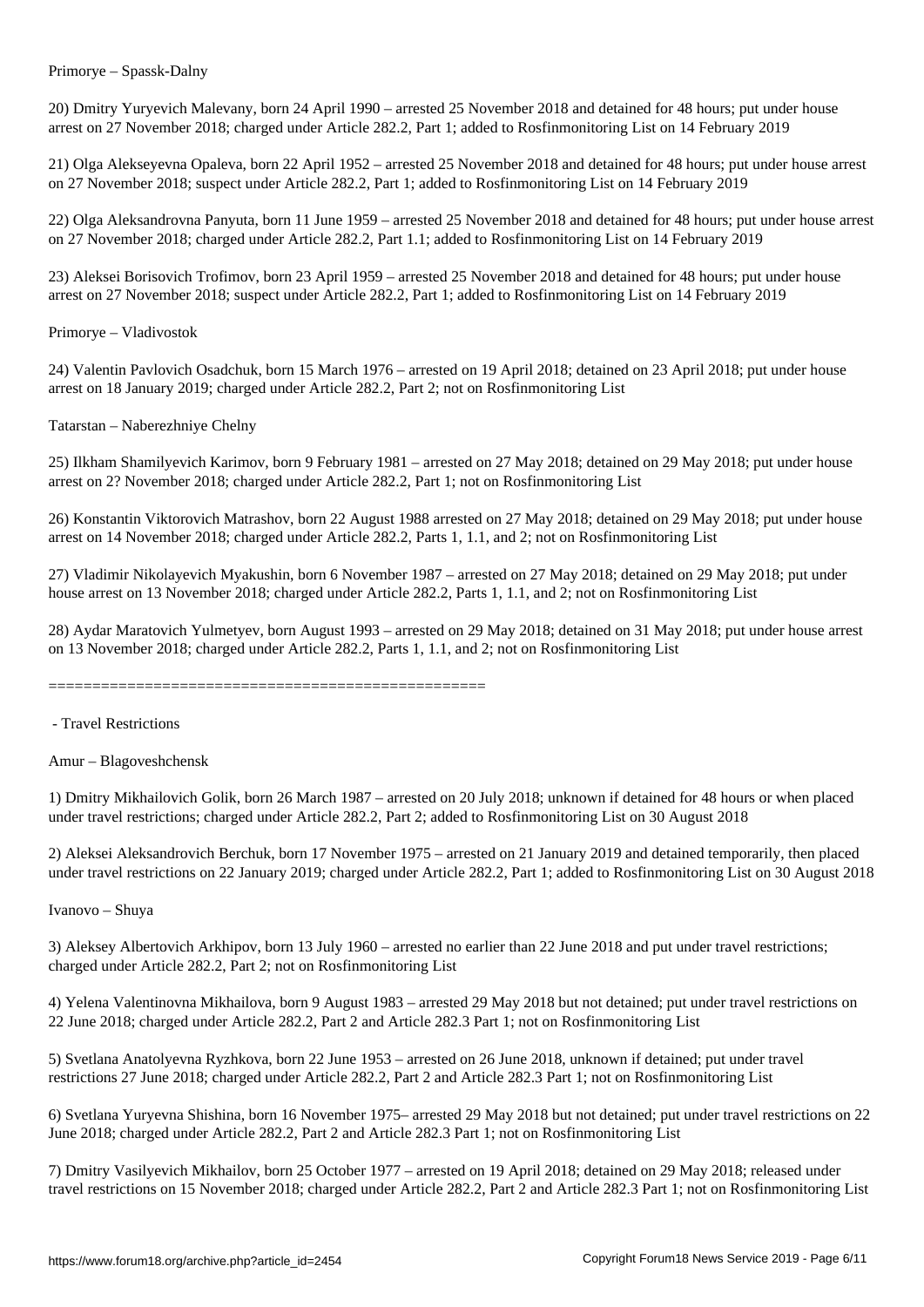Primorye – Spassk-Dalny

20) Dmitry Yuryevich Malevany, born 24 April 1990 – arrested 25 November 2018 and detained for 48 hours; put under house arrest on 27 November 2018; charged under Article 282.2, Part 1; added to Rosfinmonitoring List on 14 February 2019

21) Olga Alekseyevna Opaleva, born 22 April 1952 – arrested 25 November 2018 and detained for 48 hours; put under house arrest on 27 November 2018; suspect under Article 282.2, Part 1; added to Rosfinmonitoring List on 14 February 2019

22) Olga Aleksandrovna Panyuta, born 11 June 1959 – arrested 25 November 2018 and detained for 48 hours; put under house arrest on 27 November 2018; charged under Article 282.2, Part 1.1; added to Rosfinmonitoring List on 14 February 2019

23) Aleksei Borisovich Trofimov, born 23 April 1959 – arrested 25 November 2018 and detained for 48 hours; put under house arrest on 27 November 2018; suspect under Article 282.2, Part 1; added to Rosfinmonitoring List on 14 February 2019

Primorye – Vladivostok

24) Valentin Pavlovich Osadchuk, born 15 March 1976 – arrested on 19 April 2018; detained on 23 April 2018; put under house arrest on 18 January 2019; charged under Article 282.2, Part 2; not on Rosfinmonitoring List

Tatarstan – Naberezhniye Chelny

25) Ilkham Shamilyevich Karimov, born 9 February 1981 – arrested on 27 May 2018; detained on 29 May 2018; put under house arrest on 2? November 2018; charged under Article 282.2, Part 1; not on Rosfinmonitoring List

26) Konstantin Viktorovich Matrashov, born 22 August 1988 arrested on 27 May 2018; detained on 29 May 2018; put under house arrest on 14 November 2018; charged under Article 282.2, Parts 1, 1.1, and 2; not on Rosfinmonitoring List

27) Vladimir Nikolayevich Myakushin, born 6 November 1987 – arrested on 27 May 2018; detained on 29 May 2018; put under house arrest on 13 November 2018; charged under Article 282.2, Parts 1, 1.1, and 2; not on Rosfinmonitoring List

28) Aydar Maratovich Yulmetyev, born August 1993 – arrested on 29 May 2018; detained on 31 May 2018; put under house arrest on 13 November 2018; charged under Article 282.2, Parts 1, 1.1, and 2; not on Rosfinmonitoring List

==================================================

- Travel Restrictions

Amur – Blagoveshchensk

1) Dmitry Mikhailovich Golik, born 26 March 1987 – arrested on 20 July 2018; unknown if detained for 48 hours or when placed under travel restrictions; charged under Article 282.2, Part 2; added to Rosfinmonitoring List on 30 August 2018

2) Aleksei Aleksandrovich Berchuk, born 17 November 1975 – arrested on 21 January 2019 and detained temporarily, then placed under travel restrictions on 22 January 2019; charged under Article 282.2, Part 1; added to Rosfinmonitoring List on 30 August 2018

Ivanovo – Shuya

3) Aleksey Albertovich Arkhipov, born 13 July 1960 – arrested no earlier than 22 June 2018 and put under travel restrictions; charged under Article 282.2, Part 2; not on Rosfinmonitoring List

4) Yelena Valentinovna Mikhailova, born 9 August 1983 – arrested 29 May 2018 but not detained; put under travel restrictions on 22 June 2018; charged under Article 282.2, Part 2 and Article 282.3 Part 1; not on Rosfinmonitoring List

5) Svetlana Anatolyevna Ryzhkova, born 22 June 1953 – arrested on 26 June 2018, unknown if detained; put under travel restrictions 27 June 2018; charged under Article 282.2, Part 2 and Article 282.3 Part 1; not on Rosfinmonitoring List

6) Svetlana Yuryevna Shishina, born 16 November 1975– arrested 29 May 2018 but not detained; put under travel restrictions on 22 June 2018; charged under Article 282.2, Part 2 and Article 282.3 Part 1; not on Rosfinmonitoring List

7) Dmitry Vasilyevich Mikhailov, born 25 October 1977 – arrested on 19 April 2018; detained on 29 May 2018; released under travel restrictions on 15 November 2018; charged under Article 282.2, Part 2 and Article 282.3 Part 1; not on Rosfinmonitoring List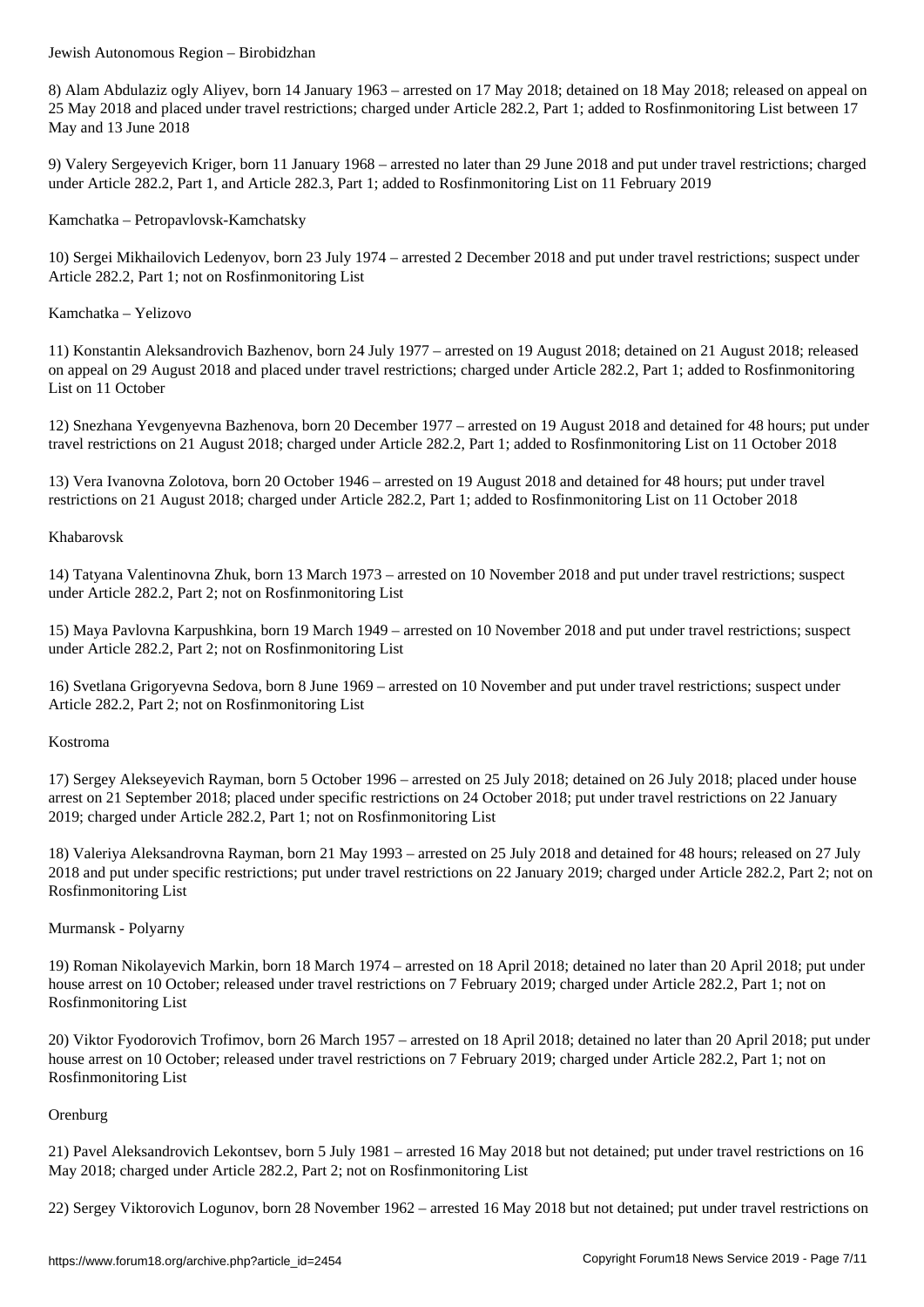Jewish Autonomous Region – Birobidzhan

8) Alam Abdulaziz ogly Aliyev, born 14 January 1963 – arrested on 17 May 2018; detained on 18 May 2018; released on appeal on 25 May 2018 and placed under travel restrictions; charged under Article 282.2, Part 1; added to Rosfinmonitoring List between 17 May and 13 June 2018

9) Valery Sergeyevich Kriger, born 11 January 1968 – arrested no later than 29 June 2018 and put under travel restrictions; charged under Article 282.2, Part 1, and Article 282.3, Part 1; added to Rosfinmonitoring List on 11 February 2019

Kamchatka – Petropavlovsk-Kamchatsky

10) Sergei Mikhailovich Ledenyov, born 23 July 1974 – arrested 2 December 2018 and put under travel restrictions; suspect under Article 282.2, Part 1; not on Rosfinmonitoring List

Kamchatka – Yelizovo

11) Konstantin Aleksandrovich Bazhenov, born 24 July 1977 – arrested on 19 August 2018; detained on 21 August 2018; released on appeal on 29 August 2018 and placed under travel restrictions; charged under Article 282.2, Part 1; added to Rosfinmonitoring List on 11 October

12) Snezhana Yevgenyevna Bazhenova, born 20 December 1977 – arrested on 19 August 2018 and detained for 48 hours; put under travel restrictions on 21 August 2018; charged under Article 282.2, Part 1; added to Rosfinmonitoring List on 11 October 2018

13) Vera Ivanovna Zolotova, born 20 October 1946 – arrested on 19 August 2018 and detained for 48 hours; put under travel restrictions on 21 August 2018; charged under Article 282.2, Part 1; added to Rosfinmonitoring List on 11 October 2018

Khabarovsk

14) Tatyana Valentinovna Zhuk, born 13 March 1973 – arrested on 10 November 2018 and put under travel restrictions; suspect under Article 282.2, Part 2; not on Rosfinmonitoring List

15) Maya Pavlovna Karpushkina, born 19 March 1949 – arrested on 10 November 2018 and put under travel restrictions; suspect under Article 282.2, Part 2; not on Rosfinmonitoring List

16) Svetlana Grigoryevna Sedova, born 8 June 1969 – arrested on 10 November and put under travel restrictions; suspect under Article 282.2, Part 2; not on Rosfinmonitoring List

Kostroma

17) Sergey Alekseyevich Rayman, born 5 October 1996 – arrested on 25 July 2018; detained on 26 July 2018; placed under house arrest on 21 September 2018; placed under specific restrictions on 24 October 2018; put under travel restrictions on 22 January 2019; charged under Article 282.2, Part 1; not on Rosfinmonitoring List

18) Valeriya Aleksandrovna Rayman, born 21 May 1993 – arrested on 25 July 2018 and detained for 48 hours; released on 27 July 2018 and put under specific restrictions; put under travel restrictions on 22 January 2019; charged under Article 282.2, Part 2; not on Rosfinmonitoring List

Murmansk - Polyarny

19) Roman Nikolayevich Markin, born 18 March 1974 – arrested on 18 April 2018; detained no later than 20 April 2018; put under house arrest on 10 October; released under travel restrictions on 7 February 2019; charged under Article 282.2, Part 1; not on Rosfinmonitoring List

20) Viktor Fyodorovich Trofimov, born 26 March 1957 – arrested on 18 April 2018; detained no later than 20 April 2018; put under house arrest on 10 October; released under travel restrictions on 7 February 2019; charged under Article 282.2, Part 1; not on Rosfinmonitoring List

Orenburg

21) Pavel Aleksandrovich Lekontsev, born 5 July 1981 – arrested 16 May 2018 but not detained; put under travel restrictions on 16 May 2018; charged under Article 282.2, Part 2; not on Rosfinmonitoring List

22) Sergey Viktorovich Logunov, born 28 November 1962 – arrested 16 May 2018 but not detained; put under travel restrictions on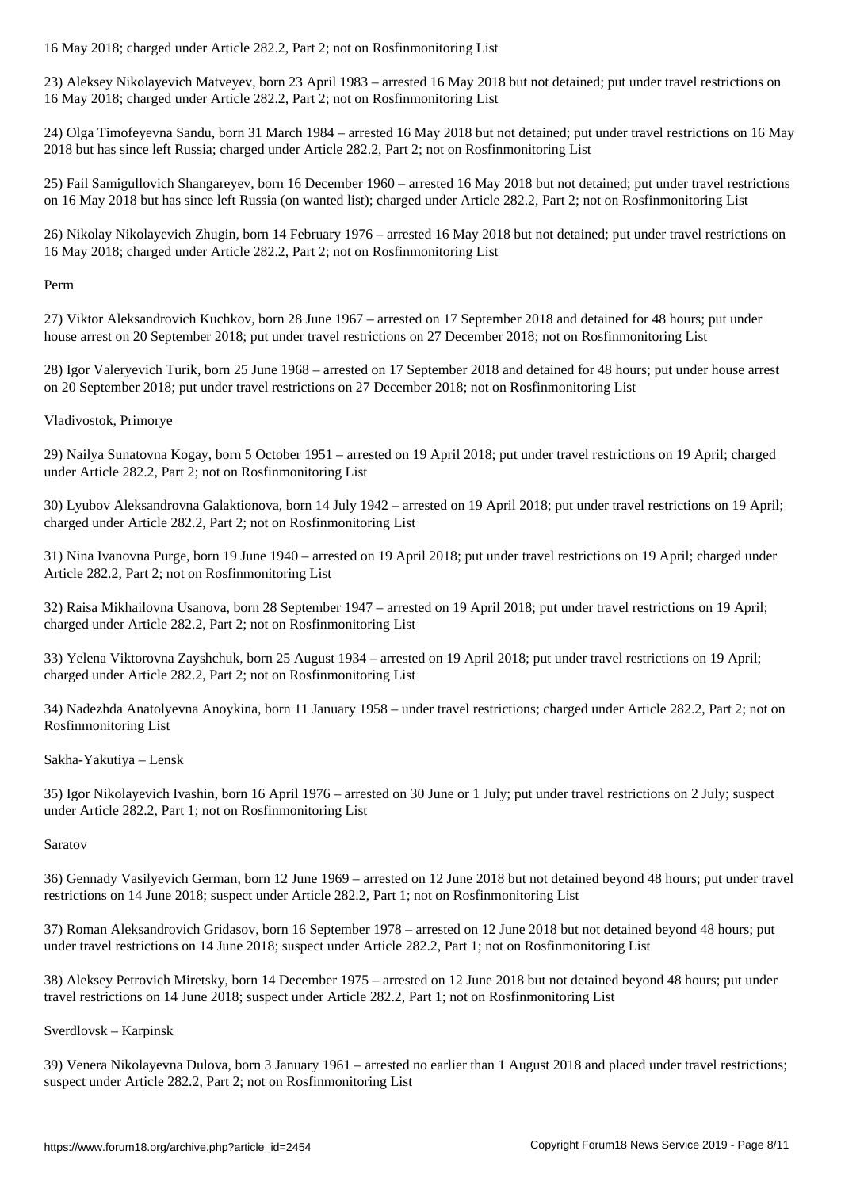16 May 2018; charged under Article 282.2, Part 2; not on Rosfinmonitoring List

23) Aleksey Nikolayevich Matveyev, born 23 April 1983 – arrested 16 May 2018 but not detained; put under travel restrictions on 16 May 2018; charged under Article 282.2, Part 2; not on Rosfinmonitoring List

24) Olga Timofeyevna Sandu, born 31 March 1984 – arrested 16 May 2018 but not detained; put under travel restrictions on 16 May 2018 but has since left Russia; charged under Article 282.2, Part 2; not on Rosfinmonitoring List

25) Fail Samigullovich Shangareyev, born 16 December 1960 – arrested 16 May 2018 but not detained; put under travel restrictions on 16 May 2018 but has since left Russia (on wanted list); charged under Article 282.2, Part 2; not on Rosfinmonitoring List

26) Nikolay Nikolayevich Zhugin, born 14 February 1976 – arrested 16 May 2018 but not detained; put under travel restrictions on 16 May 2018; charged under Article 282.2, Part 2; not on Rosfinmonitoring List

Perm

27) Viktor Aleksandrovich Kuchkov, born 28 June 1967 – arrested on 17 September 2018 and detained for 48 hours; put under house arrest on 20 September 2018; put under travel restrictions on 27 December 2018; not on Rosfinmonitoring List

28) Igor Valeryevich Turik, born 25 June 1968 – arrested on 17 September 2018 and detained for 48 hours; put under house arrest on 20 September 2018; put under travel restrictions on 27 December 2018; not on Rosfinmonitoring List

Vladivostok, Primorye

29) Nailya Sunatovna Kogay, born 5 October 1951 – arrested on 19 April 2018; put under travel restrictions on 19 April; charged under Article 282.2, Part 2; not on Rosfinmonitoring List

30) Lyubov Aleksandrovna Galaktionova, born 14 July 1942 – arrested on 19 April 2018; put under travel restrictions on 19 April; charged under Article 282.2, Part 2; not on Rosfinmonitoring List

31) Nina Ivanovna Purge, born 19 June 1940 – arrested on 19 April 2018; put under travel restrictions on 19 April; charged under Article 282.2, Part 2; not on Rosfinmonitoring List

32) Raisa Mikhailovna Usanova, born 28 September 1947 – arrested on 19 April 2018; put under travel restrictions on 19 April; charged under Article 282.2, Part 2; not on Rosfinmonitoring List

33) Yelena Viktorovna Zayshchuk, born 25 August 1934 – arrested on 19 April 2018; put under travel restrictions on 19 April; charged under Article 282.2, Part 2; not on Rosfinmonitoring List

34) Nadezhda Anatolyevna Anoykina, born 11 January 1958 – under travel restrictions; charged under Article 282.2, Part 2; not on Rosfinmonitoring List

Sakha-Yakutiya – Lensk

35) Igor Nikolayevich Ivashin, born 16 April 1976 – arrested on 30 June or 1 July; put under travel restrictions on 2 July; suspect under Article 282.2, Part 1; not on Rosfinmonitoring List

Saratov

36) Gennady Vasilyevich German, born 12 June 1969 – arrested on 12 June 2018 but not detained beyond 48 hours; put under travel restrictions on 14 June 2018; suspect under Article 282.2, Part 1; not on Rosfinmonitoring List

37) Roman Aleksandrovich Gridasov, born 16 September 1978 – arrested on 12 June 2018 but not detained beyond 48 hours; put under travel restrictions on 14 June 2018; suspect under Article 282.2, Part 1; not on Rosfinmonitoring List

38) Aleksey Petrovich Miretsky, born 14 December 1975 – arrested on 12 June 2018 but not detained beyond 48 hours; put under travel restrictions on 14 June 2018; suspect under Article 282.2, Part 1; not on Rosfinmonitoring List

Sverdlovsk – Karpinsk

39) Venera Nikolayevna Dulova, born 3 January 1961 – arrested no earlier than 1 August 2018 and placed under travel restrictions; suspect under Article 282.2, Part 2; not on Rosfinmonitoring List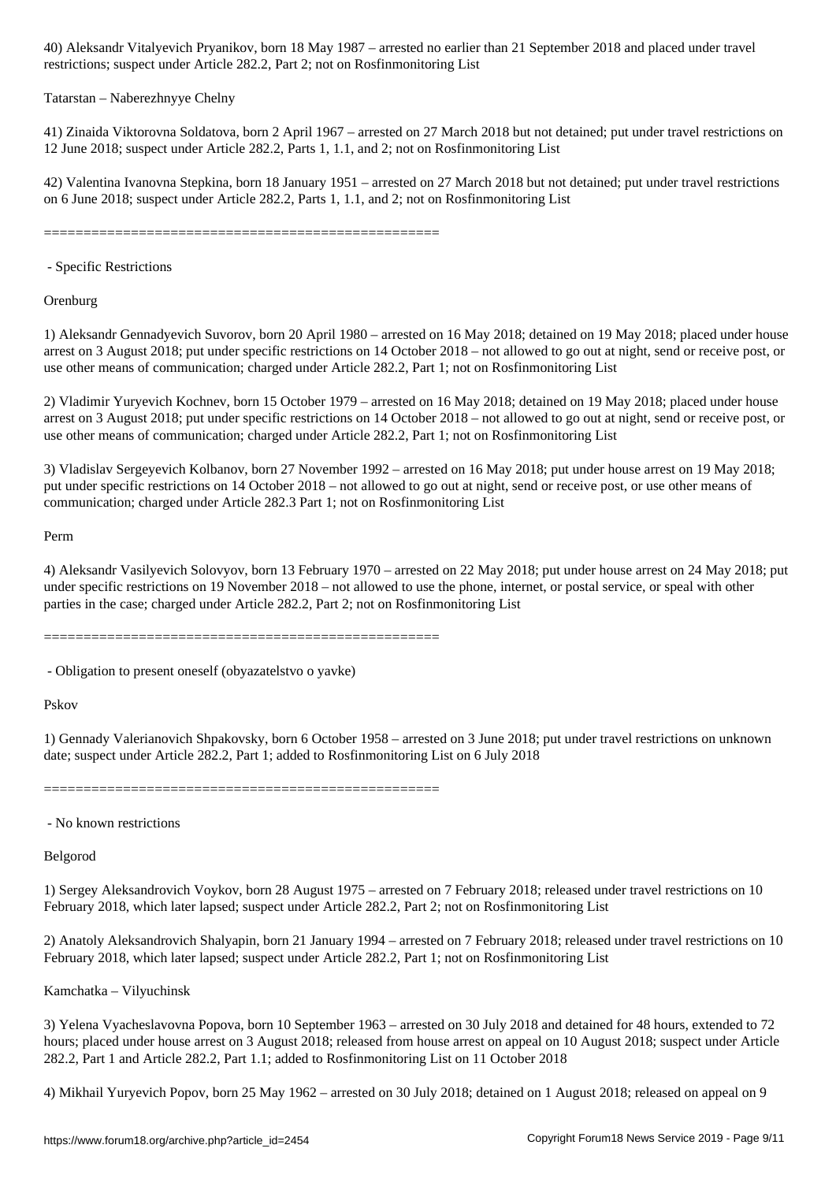40) Aleksandr Vitalyevich Pryanikov, born 18 May 1987 – arrested no earlier than 21 September 2018 and placed under travel restrictions; suspect under Article 282.2, Part 2; not on Rosfinmonitoring List

Tatarstan – Naberezhnyye Chelny

41) Zinaida Viktorovna Soldatova, born 2 April 1967 – arrested on 27 March 2018 but not detained; put under travel restrictions on 12 June 2018; suspect under Article 282.2, Parts 1, 1.1, and 2; not on Rosfinmonitoring List

42) Valentina Ivanovna Stepkina, born 18 January 1951 – arrested on 27 March 2018 but not detained; put under travel restrictions on 6 June 2018; suspect under Article 282.2, Parts 1, 1.1, and 2; not on Rosfinmonitoring List

==================================================

- Specific Restrictions

Orenburg

1) Aleksandr Gennadyevich Suvorov, born 20 April 1980 – arrested on 16 May 2018; detained on 19 May 2018; placed under house arrest on 3 August 2018; put under specific restrictions on 14 October 2018 – not allowed to go out at night, send or receive post, or use other means of communication; charged under Article 282.2, Part 1; not on Rosfinmonitoring List

2) Vladimir Yuryevich Kochnev, born 15 October 1979 – arrested on 16 May 2018; detained on 19 May 2018; placed under house arrest on 3 August 2018; put under specific restrictions on 14 October 2018 – not allowed to go out at night, send or receive post, or use other means of communication; charged under Article 282.2, Part 1; not on Rosfinmonitoring List

3) Vladislav Sergeyevich Kolbanov, born 27 November 1992 – arrested on 16 May 2018; put under house arrest on 19 May 2018; put under specific restrictions on 14 October 2018 – not allowed to go out at night, send or receive post, or use other means of communication; charged under Article 282.3 Part 1; not on Rosfinmonitoring List

Perm

4) Aleksandr Vasilyevich Solovyov, born 13 February 1970 – arrested on 22 May 2018; put under house arrest on 24 May 2018; put under specific restrictions on 19 November 2018 – not allowed to use the phone, internet, or postal service, or speal with other parties in the case; charged under Article 282.2, Part 2; not on Rosfinmonitoring List

==================================================

- Obligation to present oneself (obyazatelstvo o yavke)

Pskov

1) Gennady Valerianovich Shpakovsky, born 6 October 1958 – arrested on 3 June 2018; put under travel restrictions on unknown date; suspect under Article 282.2, Part 1; added to Rosfinmonitoring List on 6 July 2018

==================================================

- No known restrictions

Belgorod

1) Sergey Aleksandrovich Voykov, born 28 August 1975 – arrested on 7 February 2018; released under travel restrictions on 10 February 2018, which later lapsed; suspect under Article 282.2, Part 2; not on Rosfinmonitoring List

2) Anatoly Aleksandrovich Shalyapin, born 21 January 1994 – arrested on 7 February 2018; released under travel restrictions on 10 February 2018, which later lapsed; suspect under Article 282.2, Part 1; not on Rosfinmonitoring List

Kamchatka – Vilyuchinsk

3) Yelena Vyacheslavovna Popova, born 10 September 1963 – arrested on 30 July 2018 and detained for 48 hours, extended to 72 hours; placed under house arrest on 3 August 2018; released from house arrest on appeal on 10 August 2018; suspect under Article 282.2, Part 1 and Article 282.2, Part 1.1; added to Rosfinmonitoring List on 11 October 2018

4) Mikhail Yuryevich Popov, born 25 May 1962 – arrested on 30 July 2018; detained on 1 August 2018; released on appeal on 9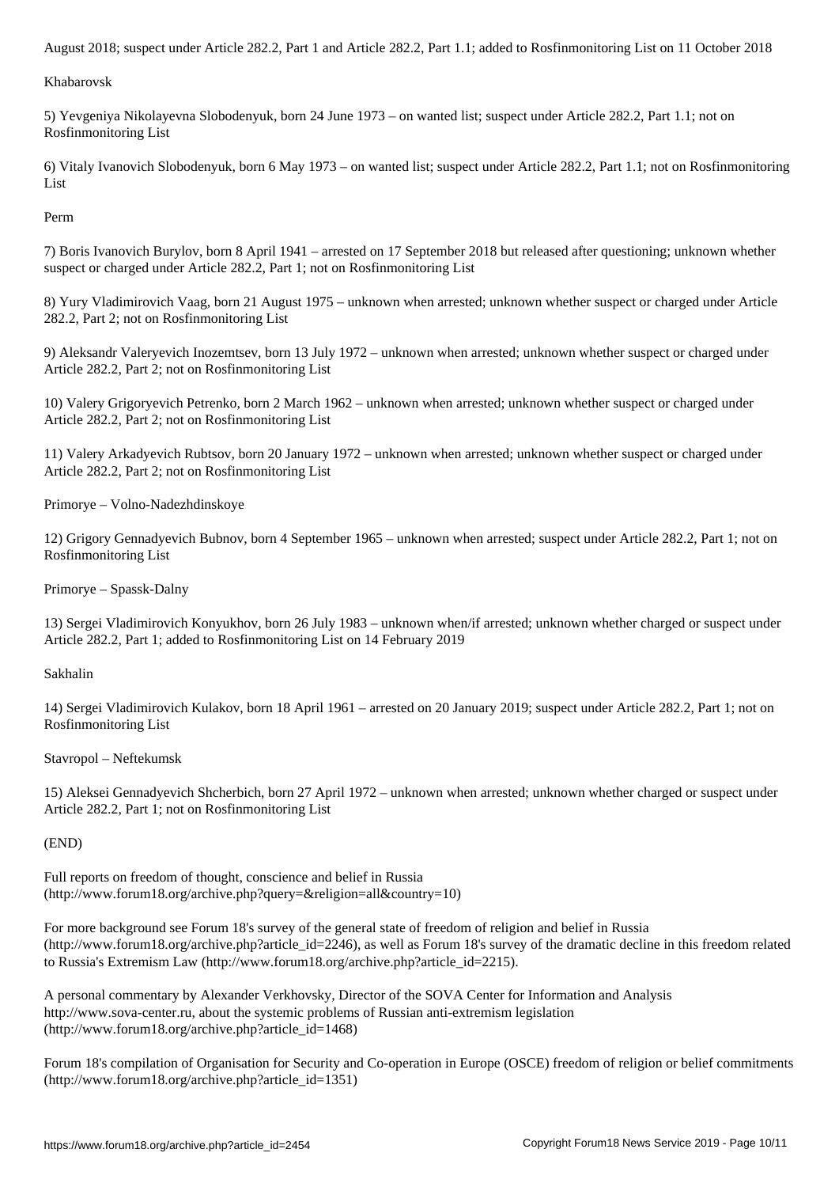August 2018; suspect under Article 282.2, Part 1 and Article 282.2, Part 1.1; added to Rosfinmonitoring List on 11 October 2018

Khabarovsk

5) Yevgeniya Nikolayevna Slobodenyuk, born 24 June 1973 – on wanted list; suspect under Article 282.2, Part 1.1; not on Rosfinmonitoring List

6) Vitaly Ivanovich Slobodenyuk, born 6 May 1973 – on wanted list; suspect under Article 282.2, Part 1.1; not on Rosfinmonitoring List

Perm

7) Boris Ivanovich Burylov, born 8 April 1941 – arrested on 17 September 2018 but released after questioning; unknown whether suspect or charged under Article 282.2, Part 1; not on Rosfinmonitoring List

8) Yury Vladimirovich Vaag, born 21 August 1975 – unknown when arrested; unknown whether suspect or charged under Article 282.2, Part 2; not on Rosfinmonitoring List

9) Aleksandr Valeryevich Inozemtsev, born 13 July 1972 – unknown when arrested; unknown whether suspect or charged under Article 282.2, Part 2; not on Rosfinmonitoring List

10) Valery Grigoryevich Petrenko, born 2 March 1962 – unknown when arrested; unknown whether suspect or charged under Article 282.2, Part 2; not on Rosfinmonitoring List

11) Valery Arkadyevich Rubtsov, born 20 January 1972 – unknown when arrested; unknown whether suspect or charged under Article 282.2, Part 2; not on Rosfinmonitoring List

Primorye – Volno-Nadezhdinskoye

12) Grigory Gennadyevich Bubnov, born 4 September 1965 – unknown when arrested; suspect under Article 282.2, Part 1; not on Rosfinmonitoring List

Primorye – Spassk-Dalny

13) Sergei Vladimirovich Konyukhov, born 26 July 1983 – unknown when/if arrested; unknown whether charged or suspect under Article 282.2, Part 1; added to Rosfinmonitoring List on 14 February 2019

Sakhalin

14) Sergei Vladimirovich Kulakov, born 18 April 1961 – arrested on 20 January 2019; suspect under Article 282.2, Part 1; not on Rosfinmonitoring List

Stavropol – Neftekumsk

15) Aleksei Gennadyevich Shcherbich, born 27 April 1972 – unknown when arrested; unknown whether charged or suspect under Article 282.2, Part 1; not on Rosfinmonitoring List

(END)

Full reports on freedom of thought, conscience and belief in Russia (http://www.forum18.org/archive.php?query=&religion=all&country=10)

For more background see Forum 18's survey of the general state of freedom of religion and belief in Russia (http://www.forum18.org/archive.php?article_id=2246), as well as Forum 18's survey of the dramatic decline in this freedom related to Russia's Extremism Law (http://www.forum18.org/archive.php?article_id=2215).

A personal commentary by Alexander Verkhovsky, Director of the SOVA Center for Information and Analysis http://www.sova-center.ru, about the systemic problems of Russian anti-extremism legislation (http://www.forum18.org/archive.php?article_id=1468)

Forum 18's compilation of Organisation for Security and Co-operation in Europe (OSCE) freedom of religion or belief commitments (http://www.forum18.org/archive.php?article_id=1351)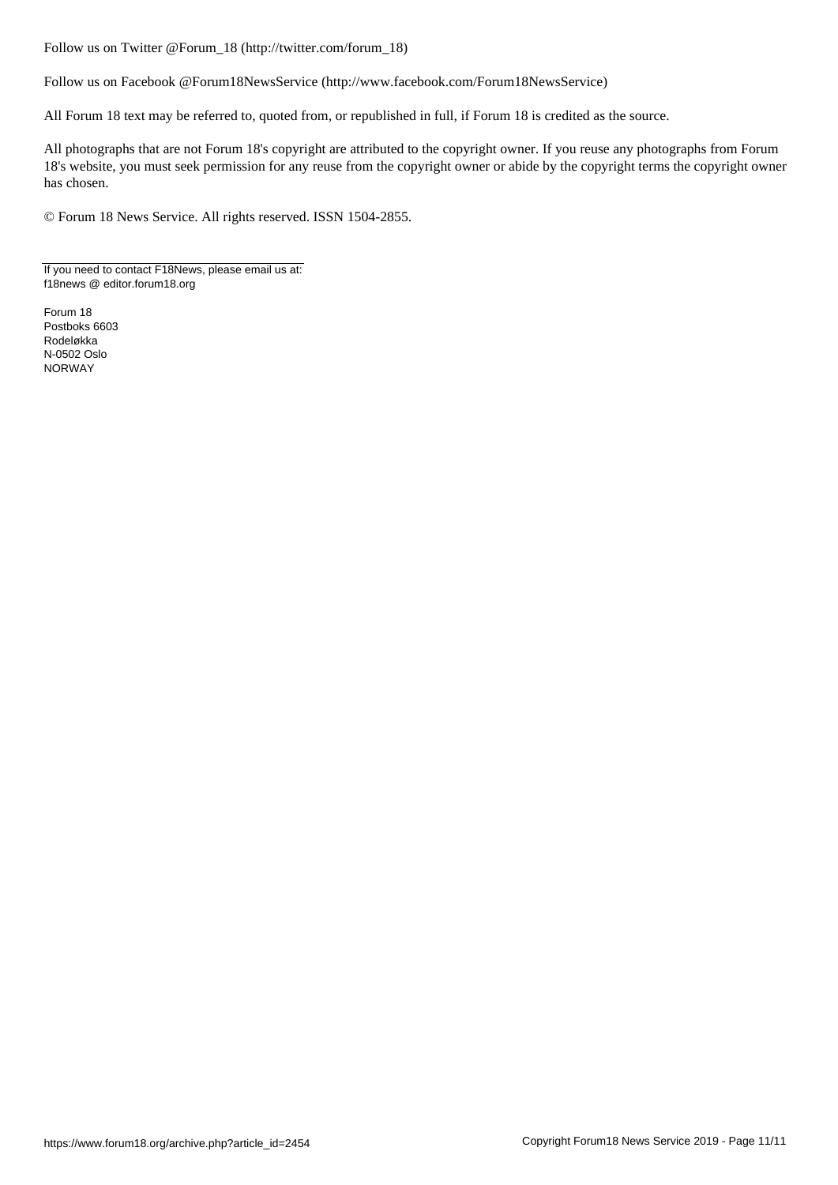Follow us on Twitter @Forum_18 (http://twitter.com/forum_18)

Follow us on Facebook @Forum18NewsService (http://www.facebook.com/Forum18NewsService)

All Forum 18 text may be referred to, quoted from, or republished in full, if Forum 18 is credited as the source.

All photographs that are not Forum 18's copyright are attributed to the copyright owner. If you reuse any photographs from Forum 18's website, you must seek permission for any reuse from the copyright owner or abide by the copyright terms the copyright owner has chosen.

© Forum 18 News Service. All rights reserved. ISSN 1504-2855.

---

If you need to contact F18News, please email us at:
f18news @ editor.forum18.org

Forum 18
Postboks 6603
Rodeløkka
N-0502 Oslo
NORWAY